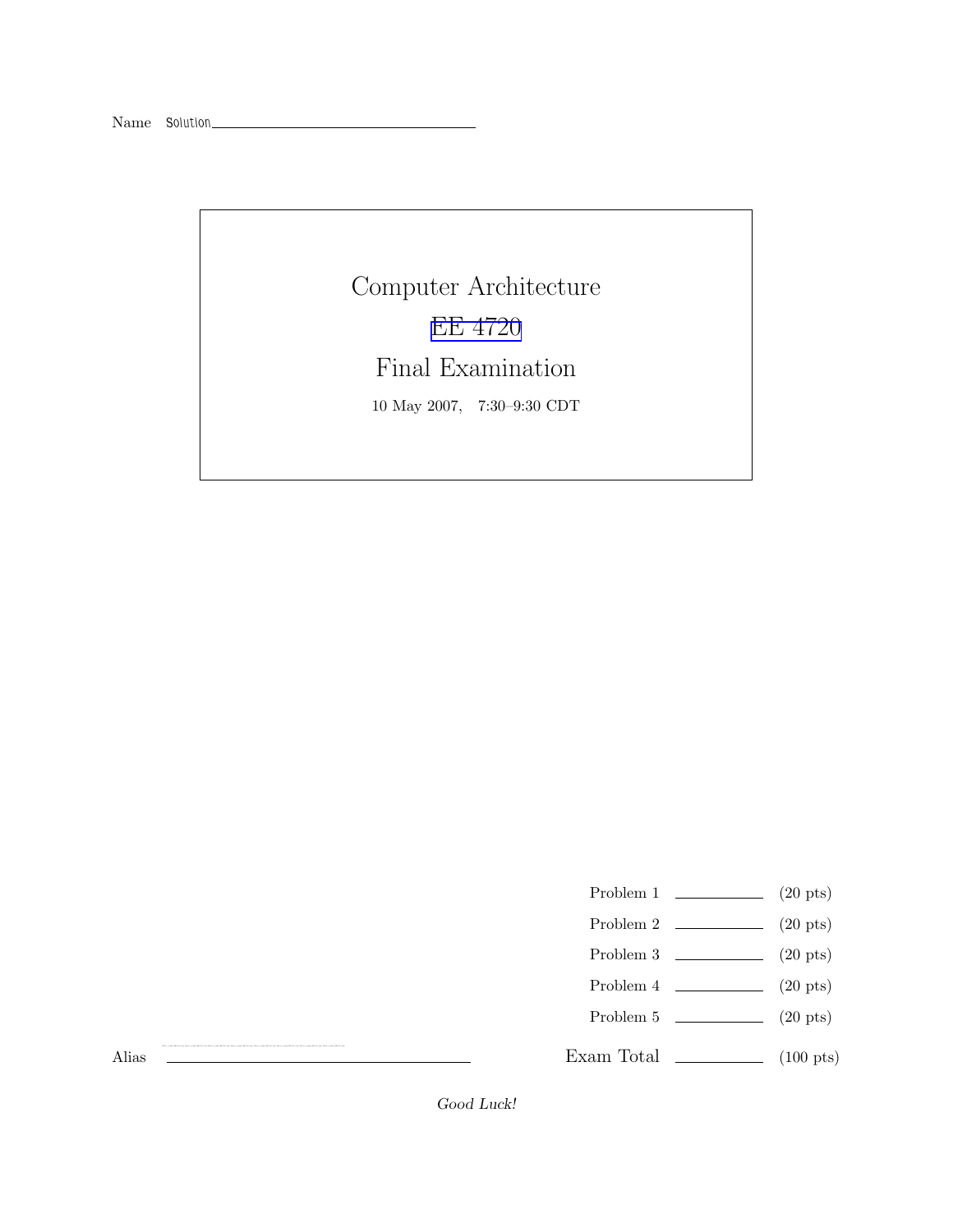Name Solution

# Computer Architecture

## EE 4720

## Final Examination

10 May 2007, 7:30–9:30 CDT

| | | |
|---|---|---|
| Problem 1 | | (20 pts) |
| Problem 2 | | (20 pts) |
| Problem 3 | | (20 pts) |
| Problem 4 | | (20 pts) |
| Problem 5 | | (20 pts) |
| Exam Total | | (100 pts) |

Alias

*Good Luck!*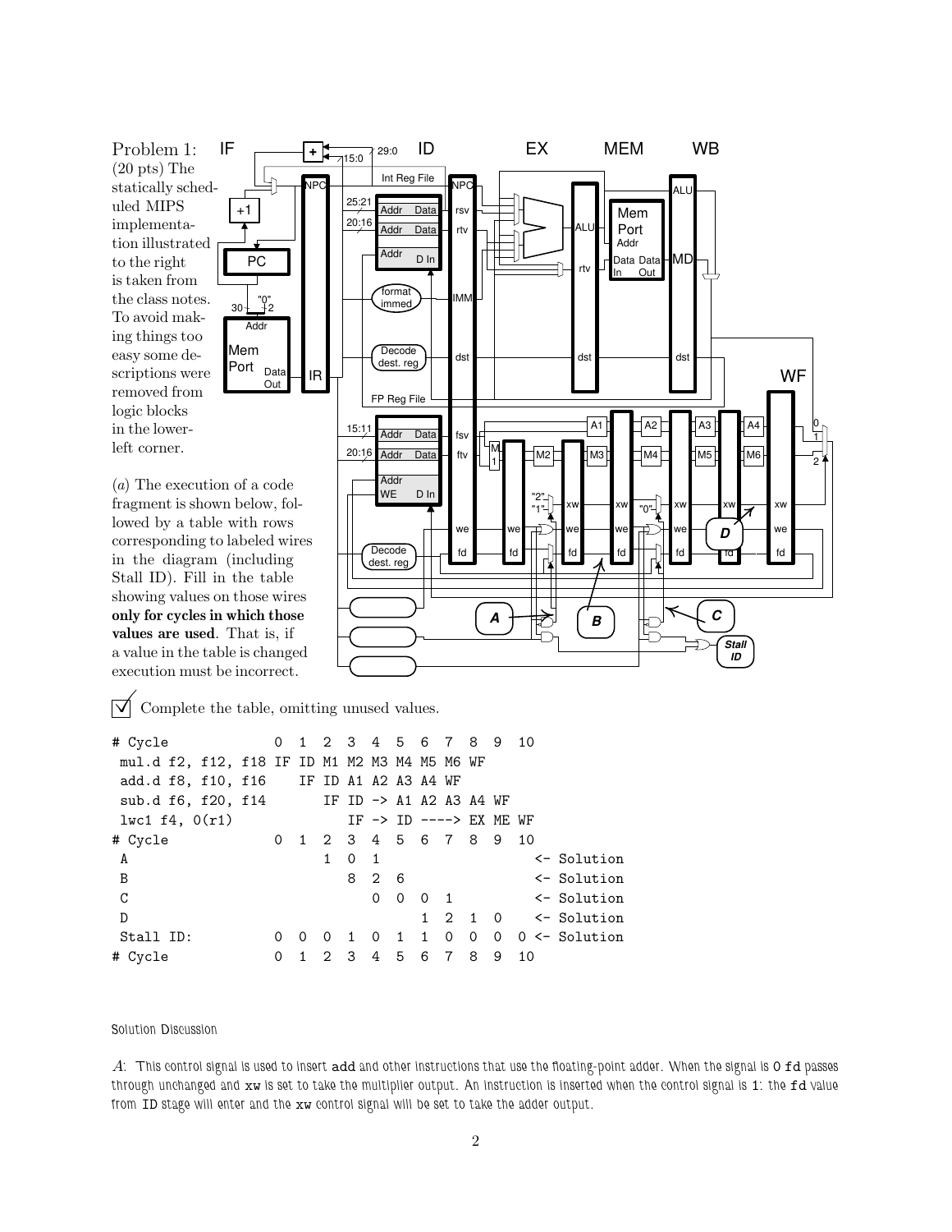Problem 1: (20 pts) The statically scheduled MIPS implementation illustrated to the right is taken from the class notes. To avoid making things too easy some descriptions were removed from logic blocks in the lower-left corner.

(*a*) The execution of a code fragment is shown below, followed by a table with rows corresponding to labeled wires in the diagram (including Stall ID). Fill in the table showing values on those wires **only for cycles in which those values are used**. That is, if a value in the table is changed execution must be incorrect.

☑ Complete the table, omitting unused values.

```
# Cycle            0  1  2  3  4  5  6  7  8  9  10
 mul.d f2, f12, f18 IF ID M1 M2 M3 M4 M5 M6 WF
 add.d f8, f10, f16    IF ID A1 A2 A3 A4 WF
 sub.d f6, f20, f14       IF ID -> A1 A2 A3 A4 WF
 lwc1 f4, 0(r1)              IF -> ID ----> EX ME WF
# Cycle            0  1  2  3  4  5  6  7  8  9  10
 A                       1  0  1                    <- Solution
 B                          8  2  6                 <- Solution
 C                             0  0  0  1           <- Solution
 D                                   1  2  1  0     <- Solution
 Stall ID:         0  0  0  1  0  1  1  0  0  0  0 <- Solution
# Cycle            0  1  2  3  4  5  6  7  8  9  10
```

Solution Discussion

*A*: This control signal is used to insert add and other instructions that use the floating-point adder. When the signal is 0 fd passes through unchanged and xw is set to take the multiplier output. An instruction is inserted when the control signal is 1: the fd value from ID stage will enter and the xw control signal will be set to take the adder output.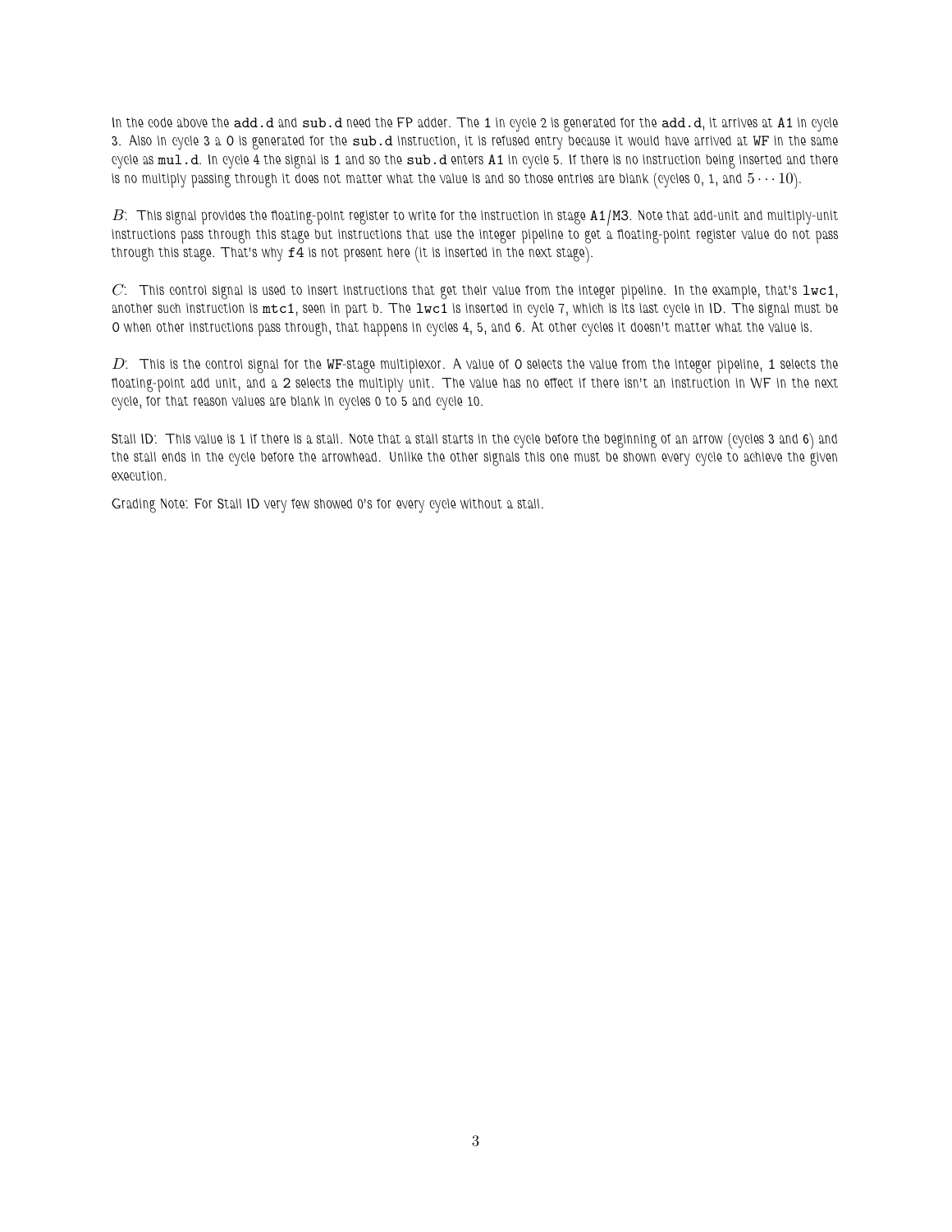In the code above the `add.d` and `sub.d` need the FP adder. The 1 in cycle 2 is generated for the `add.d`, it arrives at `A1` in cycle 3. Also in cycle 3 a 0 is generated for the `sub.d` instruction, it is refused entry because it would have arrived at `WF` in the same cycle as `mul.d`. In cycle 4 the signal is 1 and so the `sub.d` enters `A1` in cycle 5. If there is no instruction being inserted and there is no multiply passing through it does not matter what the value is and so those entries are blank (cycles 0, 1, and $5 \cdots 10$).

$B$: This signal provides the floating-point register to write for the instruction in stage `A1`/`M3`. Note that add-unit and multiply-unit instructions pass through this stage but instructions that use the integer pipeline to get a floating-point register value do not pass through this stage. That's why `f4` is not present here (it is inserted in the next stage).

$C$: This control signal is used to insert instructions that get their value from the integer pipeline. In the example, that's `lwc1`, another such instruction is `mtc1`, seen in part b. The `lwc1` is inserted in cycle 7, which is its last cycle in ID. The signal must be 0 when other instructions pass through, that happens in cycles 4, 5, and 6. At other cycles it doesn't matter what the value is.

$D$: This is the control signal for the `WF`-stage multiplexor. A value of 0 selects the value from the integer pipeline, 1 selects the floating-point add unit, and a 2 selects the multiply unit. The value has no effect if there isn't an instruction in WF in the next cycle, for that reason values are blank in cycles 0 to 5 and cycle 10.

Stall ID: This value is 1 if there is a stall. Note that a stall starts in the cycle before the beginning of an arrow (cycles 3 and 6) and the stall ends in the cycle before the arrowhead. Unlike the other signals this one must be shown every cycle to achieve the given execution.

Grading Note: For Stall ID very few showed 0's for every cycle without a stall.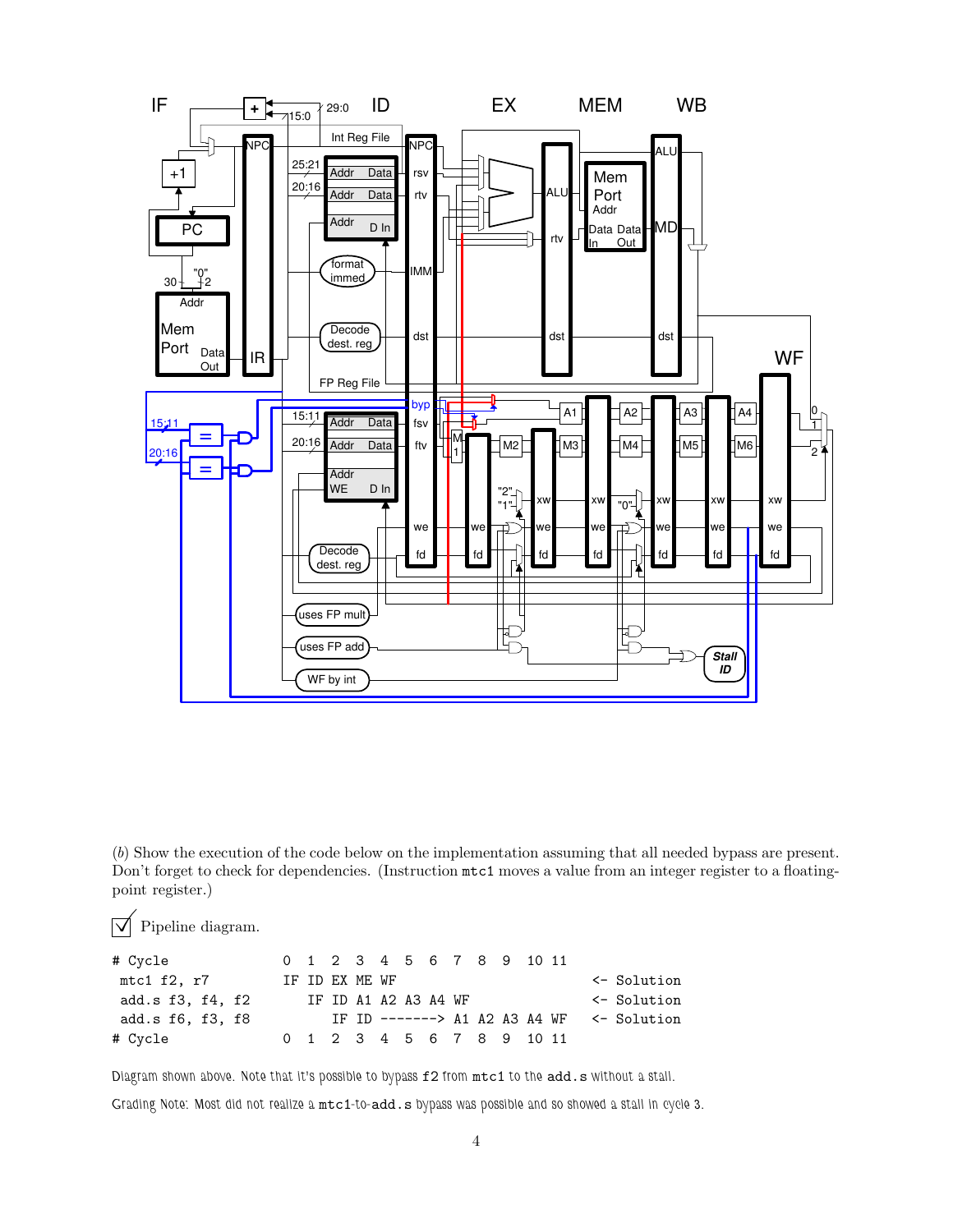(b) Show the execution of the code below on the implementation assuming that all needed bypass are present. Don't forget to check for dependencies. (Instruction `mtc1` moves a value from an integer register to a floating-point register.)

☑ Pipeline diagram.

```
# Cycle              0  1  2  3  4  5  6  7  8  9  10 11
 mtc1 f2, r7         IF ID EX ME WF                        <- Solution
 add.s f3, f4, f2       IF ID A1 A2 A3 A4 WF               <- Solution
 add.s f6, f3, f8          IF ID -------> A1 A2 A3 A4 WF   <- Solution
# Cycle              0  1  2  3  4  5  6  7  8  9  10 11
```

Diagram shown above. Note that it's possible to bypass `f2` from `mtc1` to the `add.s` without a stall.

Grading Note: Most did not realize a `mtc1`-to-`add.s` bypass was possible and so showed a stall in cycle 3.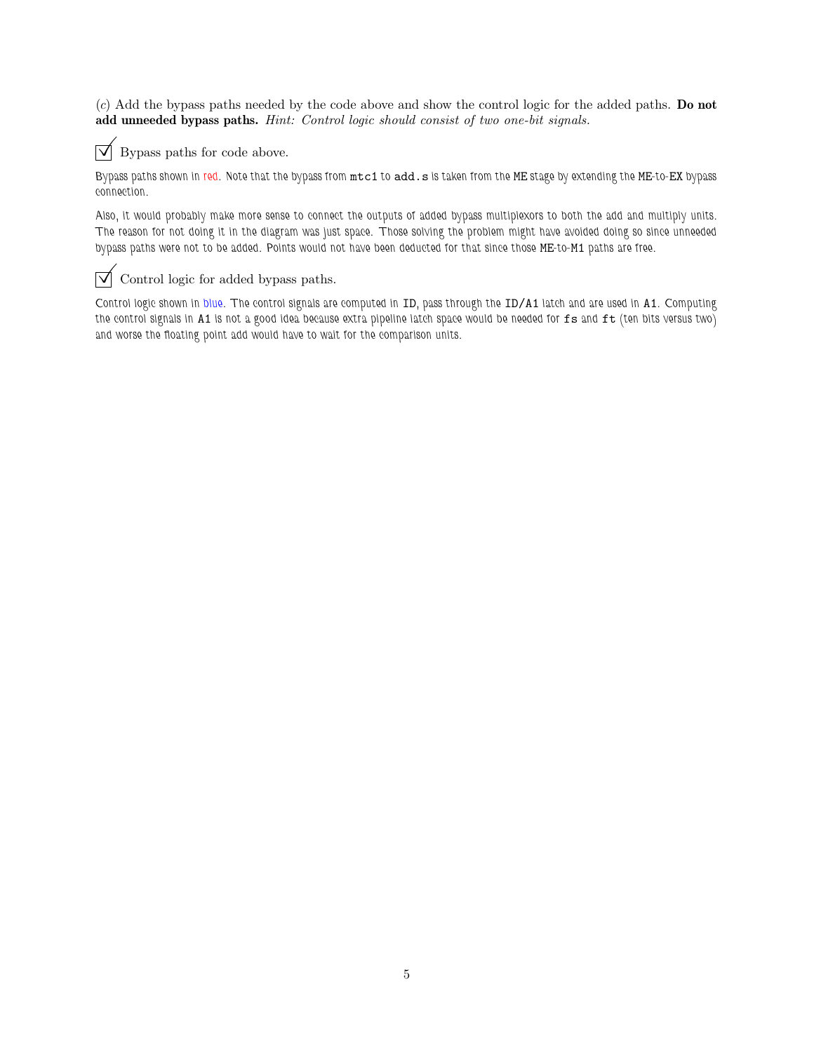(*c*) Add the bypass paths needed by the code above and show the control logic for the added paths. **Do not add unneeded bypass paths.** *Hint: Control logic should consist of two one-bit signals.*

☑ Bypass paths for code above.

Bypass paths shown in red. Note that the bypass from `mtc1` to `add.s` is taken from the `ME` stage by extending the `ME`-to-`EX` bypass connection.

Also, it would probably make more sense to connect the outputs of added bypass multiplexors to both the add and multiply units. The reason for not doing it in the diagram was just space. Those solving the problem might have avoided doing so since unneeded bypass paths were not to be added. Points would not have been deducted for that since those `ME`-to-`M1` paths are free.

☑ Control logic for added bypass paths.

Control logic shown in blue. The control signals are computed in `ID`, pass through the `ID/A1` latch and are used in `A1`. Computing the control signals in `A1` is not a good idea because extra pipeline latch space would be needed for `fs` and `ft` (ten bits versus two) and worse the floating point add would have to wait for the comparison units.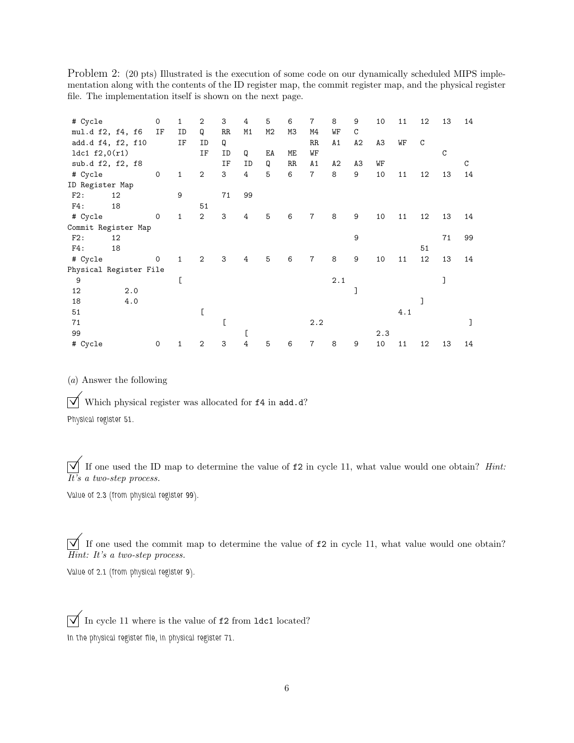Problem 2: (20 pts) Illustrated is the execution of some code on our dynamically scheduled MIPS implementation along with the contents of the ID register map, the commit register map, and the physical register file. The implementation itself is shown on the next page.

```
 # Cycle            0    1    2    3    4    5    6    7    8    9    10   11   12   13   14
 mul.d f2, f4, f6   IF   ID   Q    RR   M1   M2   M3   M4   WF   C
 add.d f4, f2, f10       IF   ID   Q                   RR   A1   A2   A3   WF   C
 ldc1 f2,0(r1)                IF   ID   Q    EA   ME   WF                            C
 sub.d f2, f2, f8                  IF   ID   Q    RR   A1   A2   A3   WF                  C
 # Cycle            0    1    2    3    4    5    6    7    8    9    10   11   12   13   14
ID Register Map
 F2:      12             9         71   99
 F4:      18                  51
 # Cycle            0    1    2    3    4    5    6    7    8    9    10   11   12   13   14
Commit Register Map
 F2:      12                                                   9                   71   99
 F4:      18                                                                  51
 # Cycle            0    1    2    3    4    5    6    7    8    9    10   11   12   13   14
Physical Register File
  9                      [                                2.1                      ]
 12          2.0                                               ]
 18          4.0                                                              ]
 51                           [                                          4.1
 71                                [                  2.2                               ]
 99                                     [                           2.3
 # Cycle            0    1    2    3    4    5    6    7    8    9    10   11   12   13   14
```

(*a*) Answer the following

☑ Which physical register was allocated for `f4` in `add.d`?

Physical register 51.

☑ If one used the ID map to determine the value of `f2` in cycle 11, what value would one obtain? *Hint: It's a two-step process.*

Value of 2.3 (from physical register 99).

☑ If one used the commit map to determine the value of `f2` in cycle 11, what value would one obtain? *Hint: It's a two-step process.*

Value of 2.1 (from physical register 9).

☑ In cycle 11 where is the value of `f2` from `ldc1` located?

In the physical register file, in physical register 71.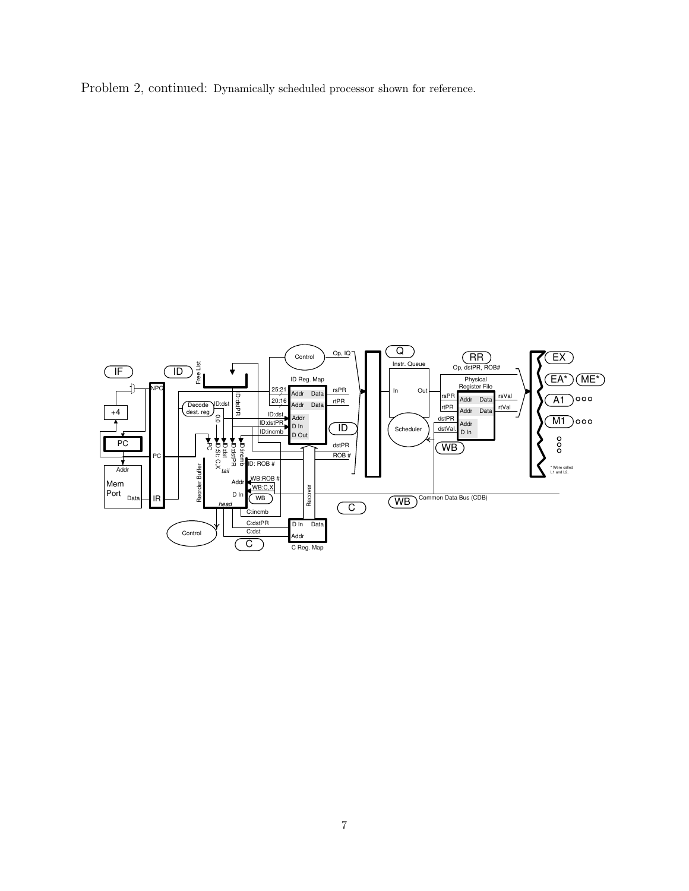Problem 2, continued: Dynamically scheduled processor shown for reference.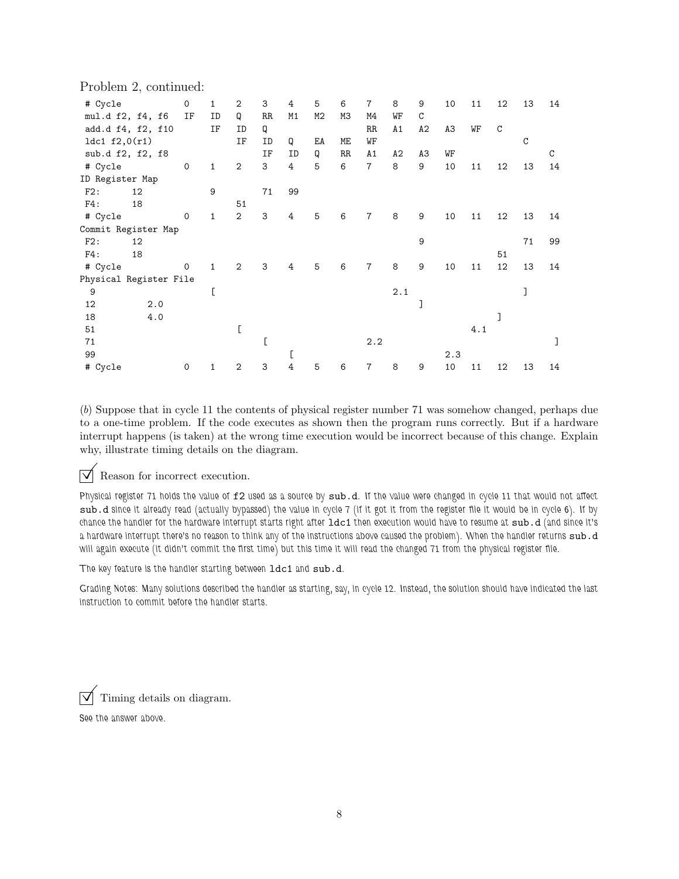Problem 2, continued:

```
 # Cycle            0    1    2    3    4    5    6    7    8    9    10   11   12   13   14
 mul.d f2, f4, f6   IF   ID   Q    RR   M1   M2   M3   M4   WF   C
 add.d f4, f2, f10       IF   ID   Q                   RR   A1   A2   A3   WF   C
 ldc1 f2,0(r1)                IF   ID   Q    EA   ME   WF                            C
 sub.d f2, f2, f8                  IF   ID   Q    RR   A1   A2   A3   WF                  C
 # Cycle            0    1    2    3    4    5    6    7    8    9    10   11   12   13   14
ID Register Map
 F2:      12             9         71   99
 F4:      18                  51
 # Cycle            0    1    2    3    4    5    6    7    8    9    10   11   12   13   14
Commit Register Map
 F2:      12                                                    9                   71   99
 F4:      18                                                                   51
 # Cycle            0    1    2    3    4    5    6    7    8    9    10   11   12   13   14
Physical Register File
 9                       [                                 2.1                      ]
 12          2.0                                                ]
 18          4.0                                                               ]
 51                           [                                           4.1
 71                                [                  2.2                                ]
 99                                     [                            2.3
 # Cycle            0    1    2    3    4    5    6    7    8    9    10   11   12   13   14
```

(*b*) Suppose that in cycle 11 the contents of physical register number 71 was somehow changed, perhaps due to a one-time problem. If the code executes as shown then the program runs correctly. But if a hardware interrupt happens (is taken) at the wrong time execution would be incorrect because of this change. Explain why, illustrate timing details on the diagram.

☑ Reason for incorrect execution.

Physical register 71 holds the value of `f2` used as a source by `sub.d`. If the value were changed in cycle 11 that would not affect `sub.d` since it already read (actually bypassed) the value in cycle 7 (if it got it from the register file it would be in cycle 6). If by chance the handler for the hardware interrupt starts right after `ldc1` then execution would have to resume at `sub.d` (and since it's a hardware interrupt there's no reason to think any of the instructions above caused the problem). When the handler returns `sub.d` will again execute (it didn't commit the first time) but this time it will read the changed 71 from the physical register file.

The key feature is the handler starting between `ldc1` and `sub.d`.

Grading Notes: Many solutions described the handler as starting, say, in cycle 12. Instead, the solution should have indicated the last instruction to commit before the handler starts.

☑ Timing details on diagram.

See the answer above.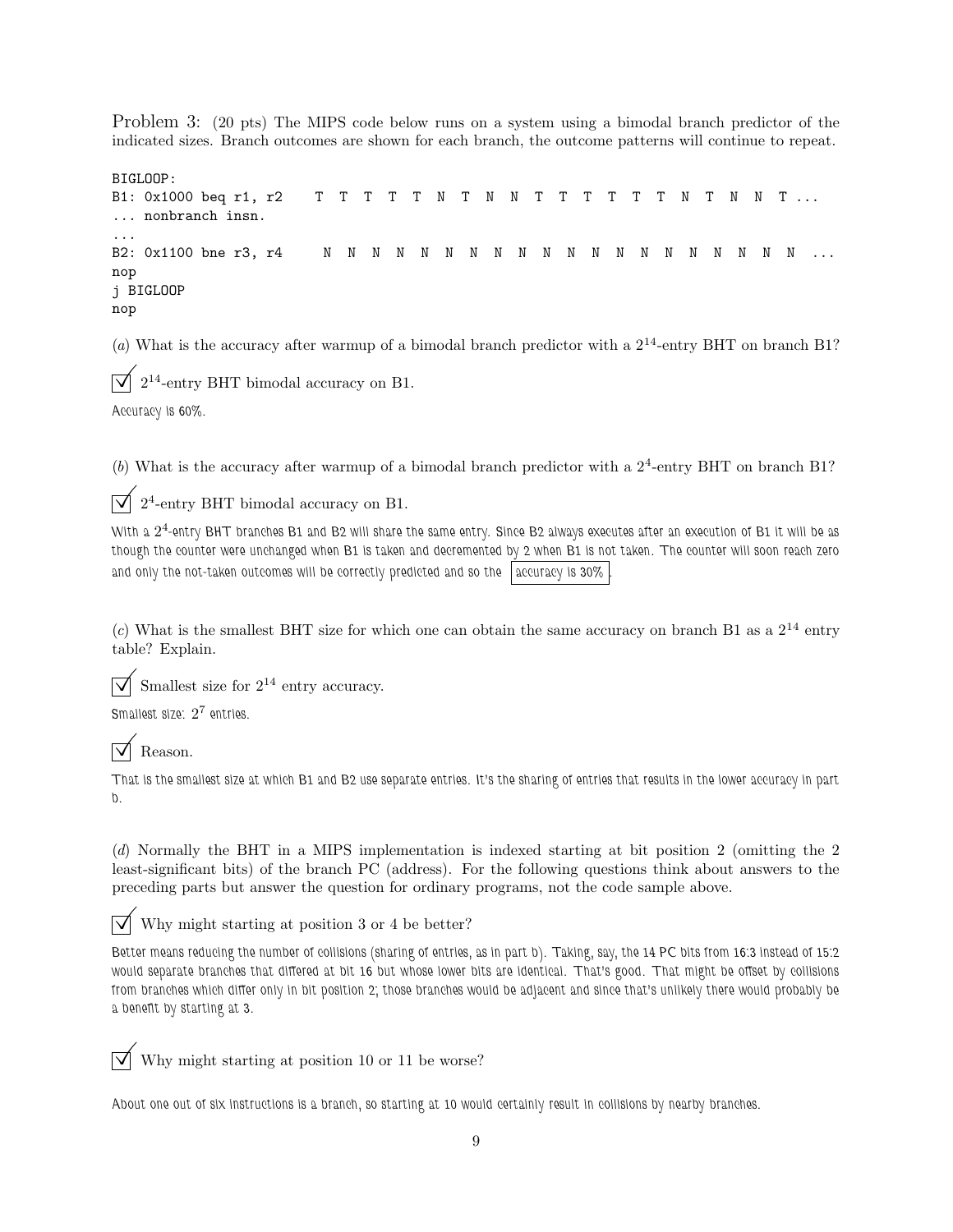Problem 3: (20 pts) The MIPS code below runs on a system using a bimodal branch predictor of the indicated sizes. Branch outcomes are shown for each branch, the outcome patterns will continue to repeat.

```
BIGLOOP:
B1: 0x1000 beq r1, r2    T  T  T  T  T  N  T  N  N  T  T  T  T  T  T  N  T  N  N  T ...
... nonbranch insn.
...
B2: 0x1100 bne r3, r4     N  N  N  N  N  N  N  N  N  N  N  N  N  N  N  N  N  N  N  N  ...
nop
j BIGLOOP
nop
```

(*a*) What is the accuracy after warmup of a bimodal branch predictor with a $2^{14}$-entry BHT on branch B1?

☑ $2^{14}$-entry BHT bimodal accuracy on B1.

Accuracy is 60%.

(*b*) What is the accuracy after warmup of a bimodal branch predictor with a $2^4$-entry BHT on branch B1?

☑ $2^4$-entry BHT bimodal accuracy on B1.

With a $2^4$-entry BHT branches B1 and B2 will share the same entry. Since B2 always executes after an execution of B1 it will be as though the counter were unchanged when B1 is taken and decremented by 2 when B1 is not taken. The counter will soon reach zero and only the not-taken outcomes will be correctly predicted and so the accuracy is 30%.

(*c*) What is the smallest BHT size for which one can obtain the same accuracy on branch B1 as a $2^{14}$ entry table? Explain.

☑ Smallest size for $2^{14}$ entry accuracy.

Smallest size: $2^7$ entries.

☑ Reason.

That is the smallest size at which B1 and B2 use separate entries. It's the sharing of entries that results in the lower accuracy in part b.

(*d*) Normally the BHT in a MIPS implementation is indexed starting at bit position 2 (omitting the 2 least-significant bits) of the branch PC (address). For the following questions think about answers to the preceding parts but answer the question for ordinary programs, not the code sample above.

☑ Why might starting at position 3 or 4 be better?

Better means reducing the number of collisions (sharing of entries, as in part b). Taking, say, the 14 PC bits from 16:3 instead of 15:2 would separate branches that differed at bit 16 but whose lower bits are identical. That's good. That might be offset by collisions from branches which differ only in bit position 2; those branches would be adjacent and since that's unlikely there would probably be a benefit by starting at 3.

☑ Why might starting at position 10 or 11 be worse?

About one out of six instructions is a branch, so starting at 10 would certainly result in collisions by nearby branches.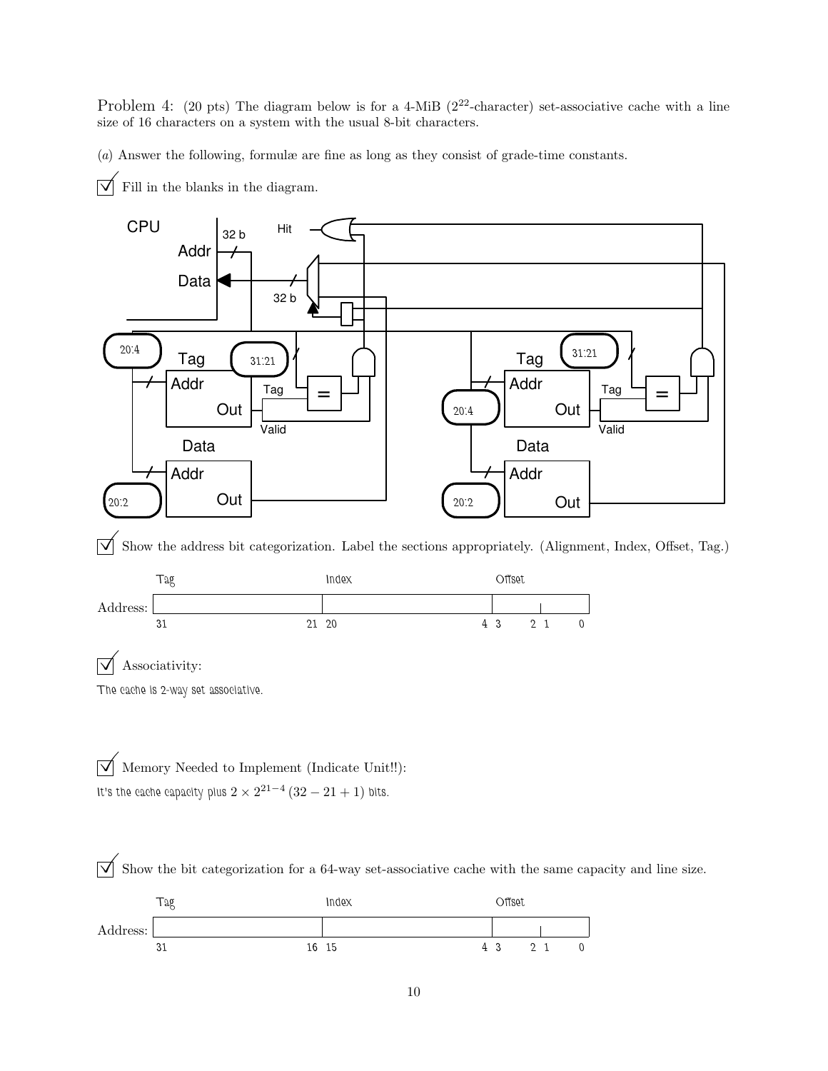Problem 4: (20 pts) The diagram below is for a 4-MiB ($2^{22}$-character) set-associative cache with a line size of 16 characters on a system with the usual 8-bit characters.

(*a*) Answer the following, formulæ are fine as long as they consist of grade-time constants.

☑ Fill in the blanks in the diagram.

CPU — Addr: 32 b; Data: 32 b; Hit

Way 1: Tag memory Addr input 20:4; tag compare bits 31:21; Data memory Addr input 20:2

Way 2: Tag memory Addr input 20:4; tag compare bits 31:21; Data memory Addr input 20:2

☑ Show the address bit categorization. Label the sections appropriately. (Alignment, Index, Offset, Tag.)

| | Tag | Index | Offset |
|---|---|---|---|
| Address: | 31 — 21 | 20 — 4 | 3 — 0 |

☑ Associativity:

The cache is 2-way set associative.

☑ Memory Needed to Implement (Indicate Unit!!):

It's the cache capacity plus $2 \times 2^{21-4}\,(32 - 21 + 1)$ bits.

☑ Show the bit categorization for a 64-way set-associative cache with the same capacity and line size.

| | Tag | Index | Offset |
|---|---|---|---|
| Address: | 31 — 16 | 15 — 4 | 3 — 0 |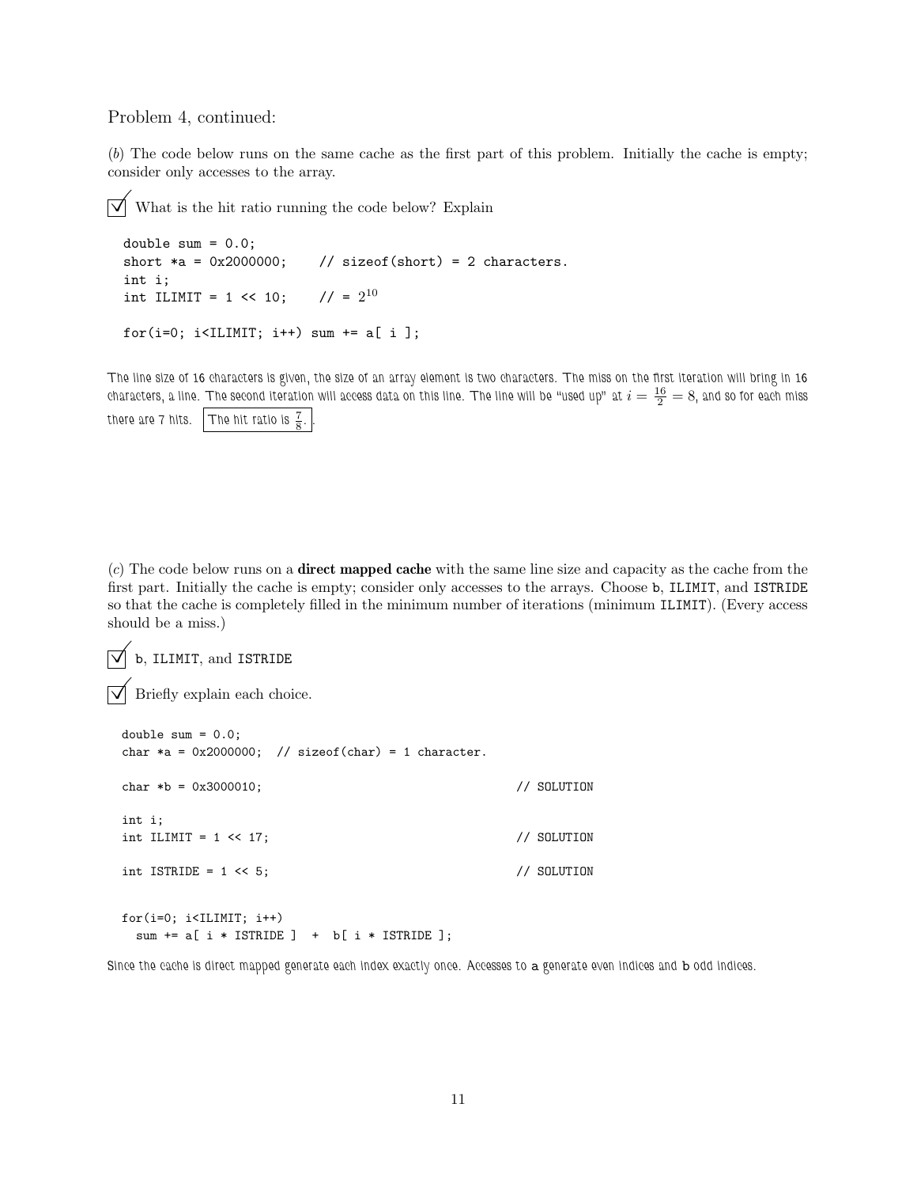Problem 4, continued:

(*b*) The code below runs on the same cache as the first part of this problem. Initially the cache is empty; consider only accesses to the array.

☑ What is the hit ratio running the code below? Explain

```
double sum = 0.0;
short *a = 0x2000000;    // sizeof(short) = 2 characters.
int i;
int ILIMIT = 1 << 10;    // = 2^10

for(i=0; i<ILIMIT; i++) sum += a[ i ];
```

The line size of 16 characters is given, the size of an array element is two characters. The miss on the first iteration will bring in 16 characters, a line. The second iteration will access data on this line. The line will be "used up" at $i = \frac{16}{2} = 8$, and so for each miss there are 7 hits. The hit ratio is $\frac{7}{8}$.

(*c*) The code below runs on a **direct mapped cache** with the same line size and capacity as the cache from the first part. Initially the cache is empty; consider only accesses to the arrays. Choose b, ILIMIT, and ISTRIDE so that the cache is completely filled in the minimum number of iterations (minimum ILIMIT). (Every access should be a miss.)

☑ b, ILIMIT, and ISTRIDE

☑ Briefly explain each choice.

```
double sum = 0.0;
char *a = 0x2000000;  // sizeof(char) = 1 character.

char *b = 0x3000010;                                   // SOLUTION

int i;
int ILIMIT = 1 << 17;                                  // SOLUTION

int ISTRIDE = 1 << 5;                                  // SOLUTION


for(i=0; i<ILIMIT; i++)
  sum += a[ i * ISTRIDE ]  +  b[ i * ISTRIDE ];
```

Since the cache is direct mapped generate each index exactly once. Accesses to a generate even indices and b odd indices.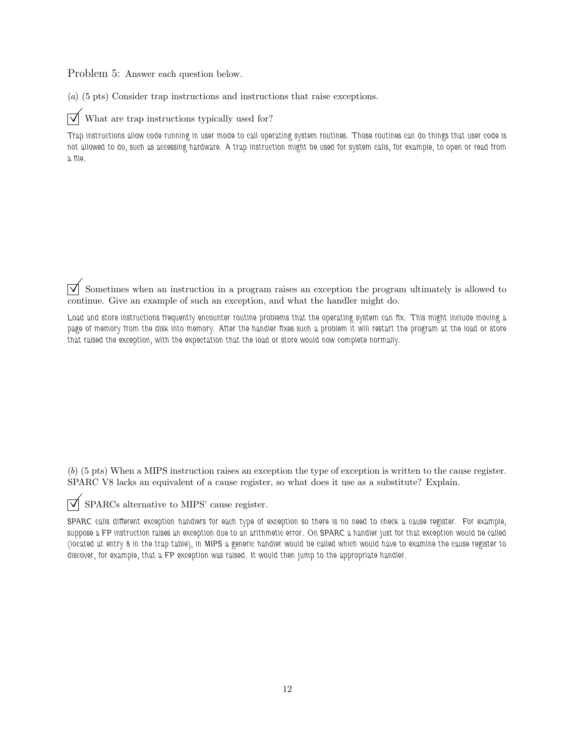Problem 5: Answer each question below.

(*a*) (5 pts) Consider trap instructions and instructions that raise exceptions.

☑ What are trap instructions typically used for?

Trap instructions allow code running in user mode to call operating system routines. Those routines can do things that user code is not allowed to do, such as accessing hardware. A trap instruction might be used for system calls, for example, to open or read from a file.

☑ Sometimes when an instruction in a program raises an exception the program ultimately is allowed to continue. Give an example of such an exception, and what the handler might do.

Load and store instructions frequently encounter routine problems that the operating system can fix. This might include moving a page of memory from the disk into memory. After the handler fixes such a problem it will restart the program at the load or store that raised the exception, with the expectation that the load or store would now complete normally.

(*b*) (5 pts) When a MIPS instruction raises an exception the type of exception is written to the cause register. SPARC V8 lacks an equivalent of a cause register, so what does it use as a substitute? Explain.

☑ SPARCs alternative to MIPS' cause register.

SPARC calls different exception handlers for each type of exception so there is no need to check a cause register. For example, suppose a FP instruction raises an exception due to an arithmetic error. On SPARC a handler just for that exception would be called (located at entry 8 in the trap table), in MIPS a generic handler would be called which would have to examine the cause register to discover, for example, that a FP exception was raised. It would then jump to the appropriate handler.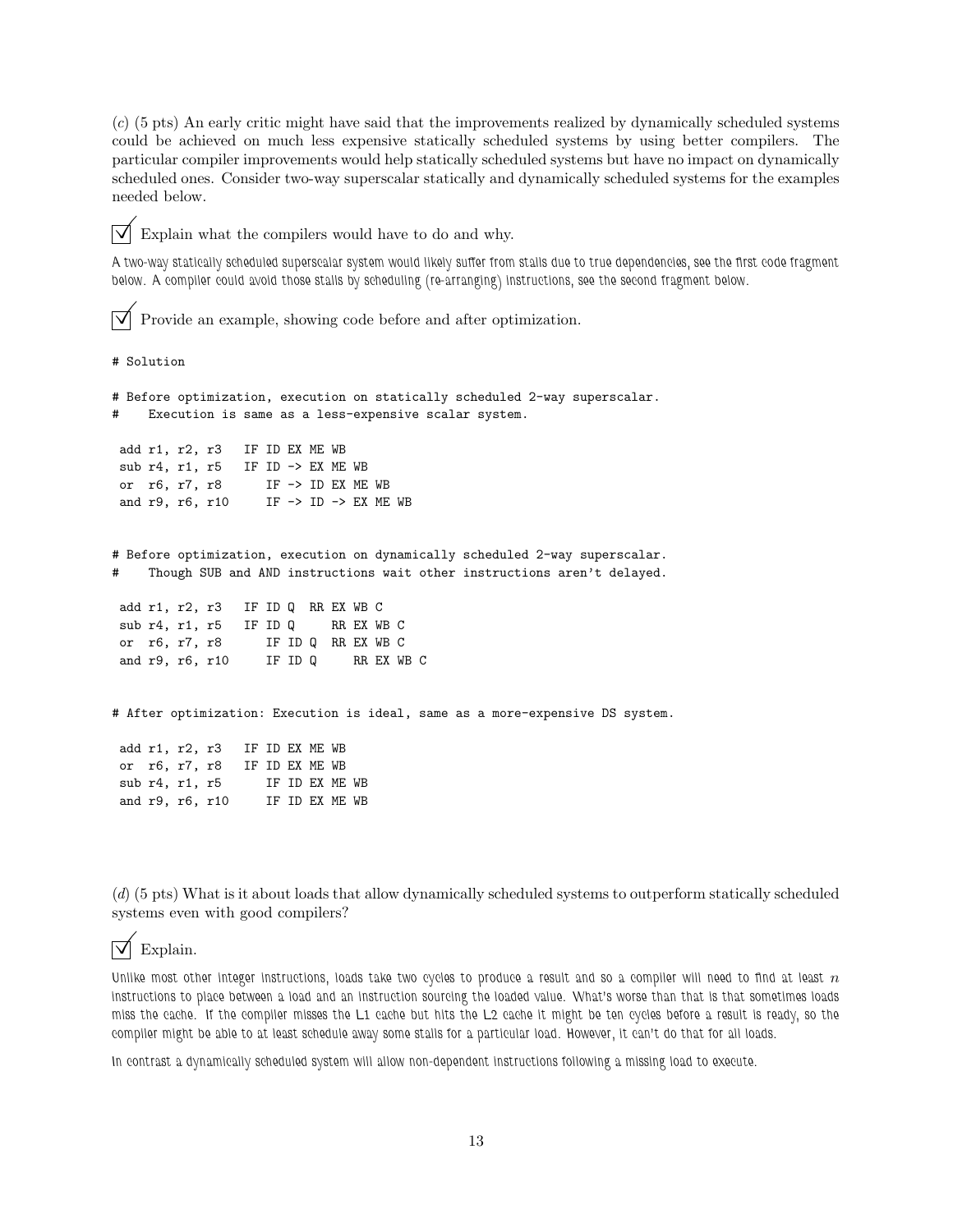(*c*) (5 pts) An early critic might have said that the improvements realized by dynamically scheduled systems could be achieved on much less expensive statically scheduled systems by using better compilers. The particular compiler improvements would help statically scheduled systems but have no impact on dynamically scheduled ones. Consider two-way superscalar statically and dynamically scheduled systems for the examples needed below.

☑ Explain what the compilers would have to do and why.

*A two-way statically scheduled superscalar system would likely suffer from stalls due to true dependencies, see the first code fragment below. A compiler could avoid those stalls by scheduling (re-arranging) instructions, see the second fragment below.*

☑ Provide an example, showing code before and after optimization.

```
# Solution

# Before optimization, execution on statically scheduled 2-way superscalar.
#    Execution is same as a less-expensive scalar system.

 add r1, r2, r3   IF ID EX ME WB
 sub r4, r1, r5   IF ID -> EX ME WB
 or  r6, r7, r8      IF -> ID EX ME WB
 and r9, r6, r10     IF -> ID -> EX ME WB


# Before optimization, execution on dynamically scheduled 2-way superscalar.
#    Though SUB and AND instructions wait other instructions aren't delayed.

 add r1, r2, r3   IF ID Q  RR EX WB C
 sub r4, r1, r5   IF ID Q     RR EX WB C
 or  r6, r7, r8      IF ID Q  RR EX WB C
 and r9, r6, r10     IF ID Q     RR EX WB C


# After optimization: Execution is ideal, same as a more-expensive DS system.

 add r1, r2, r3   IF ID EX ME WB
 or  r6, r7, r8   IF ID EX ME WB
 sub r4, r1, r5      IF ID EX ME WB
 and r9, r6, r10     IF ID EX ME WB
```

(*d*) (5 pts) What is it about loads that allow dynamically scheduled systems to outperform statically scheduled systems even with good compilers?

☑ Explain.

*Unlike most other integer instructions, loads take two cycles to produce a result and so a compiler will need to find at least $n$ instructions to place between a load and an instruction sourcing the loaded value. What's worse than that is that sometimes loads miss the cache. If the compiler misses the L1 cache but hits the L2 cache it might be ten cycles before a result is ready, so the compiler might be able to at least schedule away some stalls for a particular load. However, it can't do that for all loads.*

*In contrast a dynamically scheduled system will allow non-dependent instructions following a missing load to execute.*